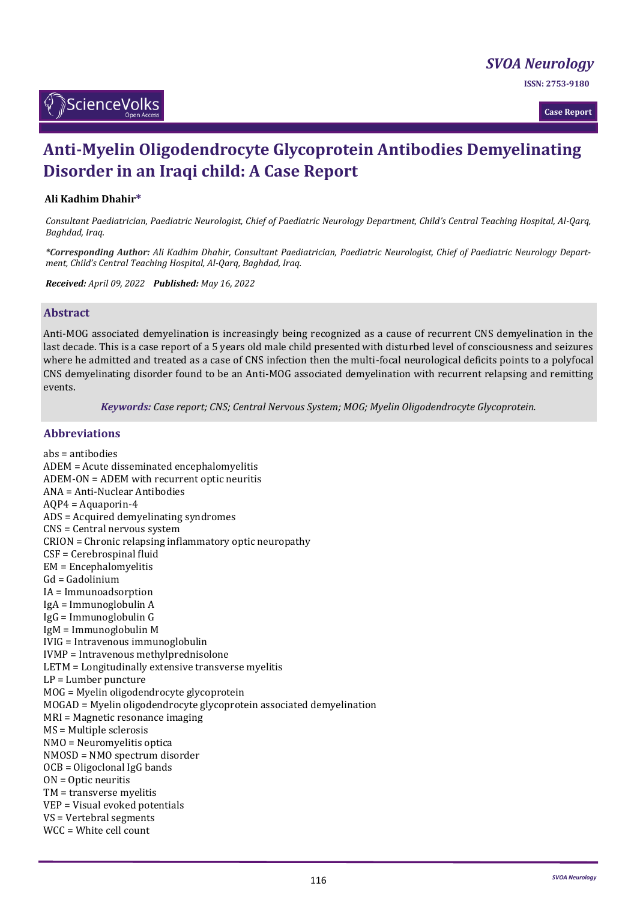# Anti-Myelin Oligodendrocyte Glycoprotein Antibodies Demyelinating Disorder in an Iraqi child: A Case Report

**Ali Kadhim Dhahir***

*Consultant Paediatrician, Paediatric Neurologist, Chief of Paediatric Neurology Department, Child's Central Teaching Hospital, Al-Qarq, Baghdad, Iraq.*

***Corresponding Author:** Ali Kadhim Dhahir, Consultant Paediatrician, Paediatric Neurologist, Chief of Paediatric Neurology Department, Child's Central Teaching Hospital, Al-Qarq, Baghdad, Iraq.*

***Received:** April 09, 2022* ***Published:** May 16, 2022*

## Abstract

Anti-MOG associated demyelination is increasingly being recognized as a cause of recurrent CNS demyelination in the last decade. This is a case report of a 5 years old male child presented with disturbed level of consciousness and seizures where he admitted and treated as a case of CNS infection then the multi-focal neurological deficits points to a polyfocal CNS demyelinating disorder found to be an Anti-MOG associated demyelination with recurrent relapsing and remitting events.

***Keywords:*** *Case report; CNS; Central Nervous System; MOG; Myelin Oligodendrocyte Glycoprotein.*

## Abbreviations

abs = antibodies  
ADEM = Acute disseminated encephalomyelitis  
ADEM-ON = ADEM with recurrent optic neuritis  
ANA = Anti-Nuclear Antibodies  
AQP4 = Aquaporin-4  
ADS = Acquired demyelinating syndromes  
CNS = Central nervous system  
CRION = Chronic relapsing inflammatory optic neuropathy  
CSF = Cerebrospinal fluid  
EM = Encephalomyelitis  
Gd = Gadolinium  
IA = Immunoadsorption  
IgA = Immunoglobulin A  
IgG = Immunoglobulin G  
IgM = Immunoglobulin M  
IVIG = Intravenous immunoglobulin  
IVMP = Intravenous methylprednisolone  
LETM = Longitudinally extensive transverse myelitis  
LP = Lumber puncture  
MOG = Myelin oligodendrocyte glycoprotein  
MOGAD = Myelin oligodendrocyte glycoprotein associated demyelination  
MRI = Magnetic resonance imaging  
MS = Multiple sclerosis  
NMO = Neuromyelitis optica  
NMOSD = NMO spectrum disorder  
OCB = Oligoclonal IgG bands  
ON = Optic neuritis  
TM = transverse myelitis  
VEP = Visual evoked potentials  
VS = Vertebral segments  
WCC = White cell count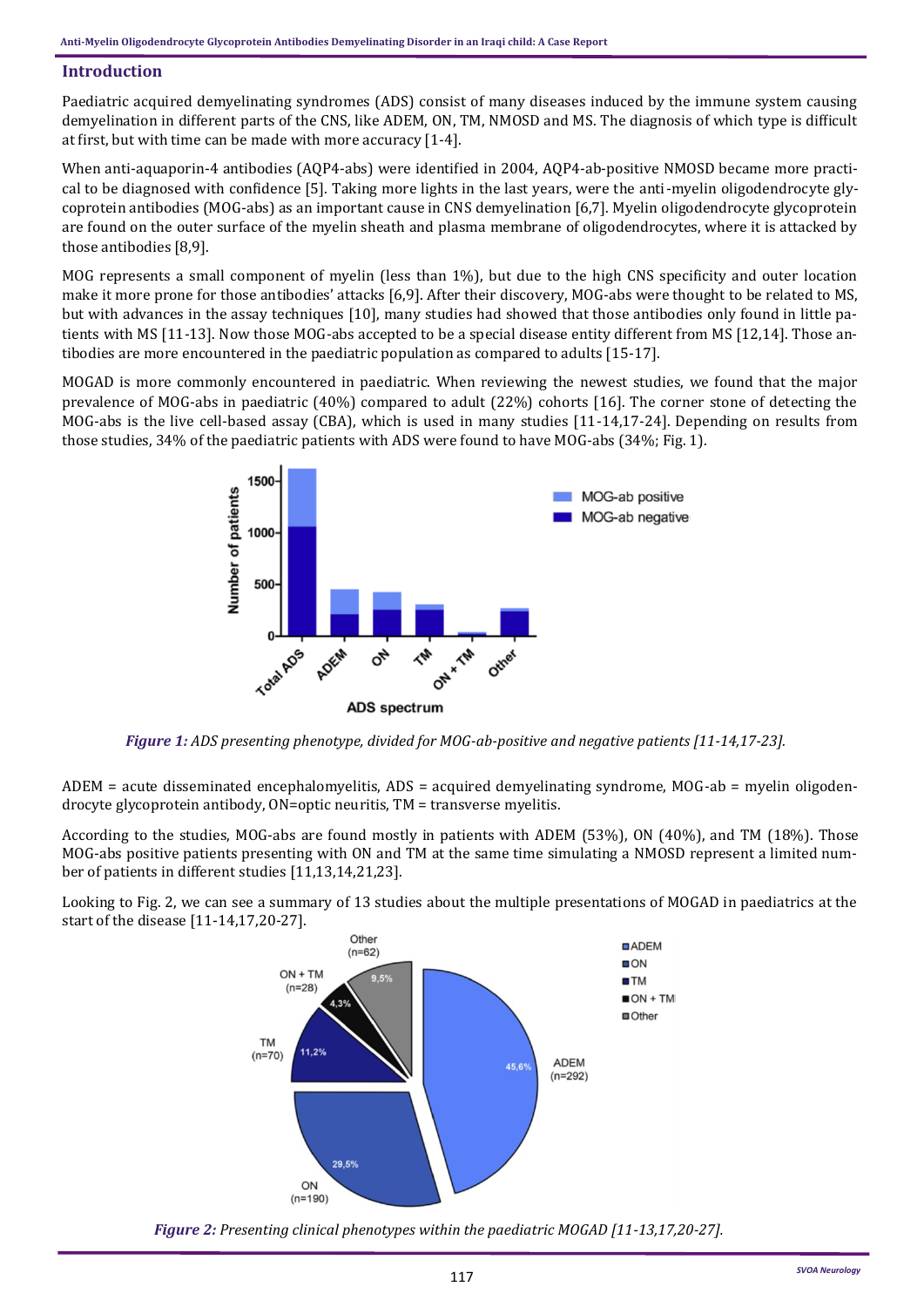## Introduction

Paediatric acquired demyelinating syndromes (ADS) consist of many diseases induced by the immune system causing demyelination in different parts of the CNS, like ADEM, ON, TM, NMOSD and MS. The diagnosis of which type is difficult at first, but with time can be made with more accuracy [1-4].

When anti-aquaporin-4 antibodies (AQP4-abs) were identified in 2004, AQP4-ab-positive NMOSD became more practical to be diagnosed with confidence [5]. Taking more lights in the last years, were the anti-myelin oligodendrocyte glycoprotein antibodies (MOG-abs) as an important cause in CNS demyelination [6,7]. Myelin oligodendrocyte glycoprotein are found on the outer surface of the myelin sheath and plasma membrane of oligodendrocytes, where it is attacked by those antibodies [8,9].

MOG represents a small component of myelin (less than 1%), but due to the high CNS specificity and outer location make it more prone for those antibodies' attacks [6,9]. After their discovery, MOG-abs were thought to be related to MS, but with advances in the assay techniques [10], many studies had showed that those antibodies only found in little patients with MS [11-13]. Now those MOG-abs accepted to be a special disease entity different from MS [12,14]. Those antibodies are more encountered in the paediatric population as compared to adults [15-17].

MOGAD is more commonly encountered in paediatric. When reviewing the newest studies, we found that the major prevalence of MOG-abs in paediatric (40%) compared to adult (22%) cohorts [16]. The corner stone of detecting the MOG-abs is the live cell-based assay (CBA), which is used in many studies [11-14,17-24]. Depending on results from those studies, 34% of the paediatric patients with ADS were found to have MOG-abs (34%; Fig. 1).

*Figure 1: ADS presenting phenotype, divided for MOG-ab-positive and negative patients [11-14,17-23].*

ADEM = acute disseminated encephalomyelitis, ADS = acquired demyelinating syndrome, MOG-ab = myelin oligodendrocyte glycoprotein antibody, ON=optic neuritis, TM = transverse myelitis.

According to the studies, MOG-abs are found mostly in patients with ADEM (53%), ON (40%), and TM (18%). Those MOG-abs positive patients presenting with ON and TM at the same time simulating a NMOSD represent a limited number of patients in different studies [11,13,14,21,23].

Looking to Fig. 2, we can see a summary of 13 studies about the multiple presentations of MOGAD in paediatrics at the start of the disease [11-14,17,20-27].

*Figure 2: Presenting clinical phenotypes within the paediatric MOGAD [11-13,17,20-27].*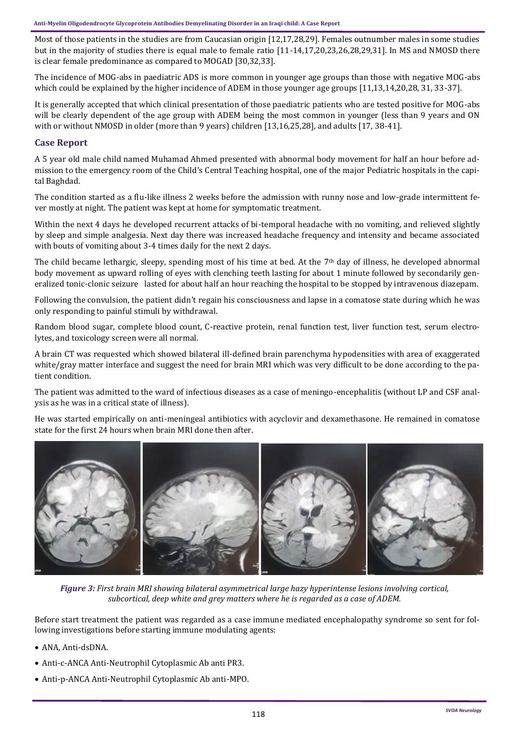Most of those patients in the studies are from Caucasian origin [12,17,28,29]. Females outnumber males in some studies but in the majority of studies there is equal male to female ratio [11-14,17,20,23,26,28,29,31]. In MS and NMOSD there is clear female predominance as compared to MOGAD [30,32,33].

The incidence of MOG-abs in paediatric ADS is more common in younger age groups than those with negative MOG-abs which could be explained by the higher incidence of ADEM in those younger age groups [11,13,14,20,28, 31, 33-37].

It is generally accepted that which clinical presentation of those paediatric patients who are tested positive for MOG-abs will be clearly dependent of the age group with ADEM being the most common in younger (less than 9 years and ON with or without NMOSD in older (more than 9 years) children [13,16,25,28], and adults [17, 38-41].

## Case Report

A 5 year old male child named Muhamad Ahmed presented with abnormal body movement for half an hour before admission to the emergency room of the Child's Central Teaching hospital, one of the major Pediatric hospitals in the capital Baghdad.

The condition started as a flu-like illness 2 weeks before the admission with runny nose and low-grade intermittent fever mostly at night. The patient was kept at home for symptomatic treatment.

Within the next 4 days he developed recurrent attacks of bi-temporal headache with no vomiting, and relieved slightly by sleep and simple analgesia. Next day there was increased headache frequency and intensity and became associated with bouts of vomiting about 3-4 times daily for the next 2 days.

The child became lethargic, sleepy, spending most of his time at bed. At the 7th day of illness, he developed abnormal body movement as upward rolling of eyes with clenching teeth lasting for about 1 minute followed by secondarily generalized tonic-clonic seizure lasted for about half an hour reaching the hospital to be stopped by intravenous diazepam.

Following the convulsion, the patient didn't regain his consciousness and lapse in a comatose state during which he was only responding to painful stimuli by withdrawal.

Random blood sugar, complete blood count, C-reactive protein, renal function test, liver function test, serum electrolytes, and toxicology screen were all normal.

A brain CT was requested which showed bilateral ill-defined brain parenchyma hypodensities with area of exaggerated white/gray matter interface and suggest the need for brain MRI which was very difficult to be done according to the patient condition.

The patient was admitted to the ward of infectious diseases as a case of meningo-encephalitis (without LP and CSF analysis as he was in a critical state of illness).

He was started empirically on anti-meningeal antibiotics with acyclovir and dexamethasone. He remained in comatose state for the first 24 hours when brain MRI done then after.

*Figure 3: First brain MRI showing bilateral asymmetrical large hazy hyperintense lesions involving cortical, subcortical, deep white and grey matters where he is regarded as a case of ADEM.*

Before start treatment the patient was regarded as a case immune mediated encephalopathy syndrome so sent for following investigations before starting immune modulating agents:

- ANA, Anti-dsDNA.
- Anti-c-ANCA Anti-Neutrophil Cytoplasmic Ab anti PR3.
- Anti-p-ANCA Anti-Neutrophil Cytoplasmic Ab anti-MPO.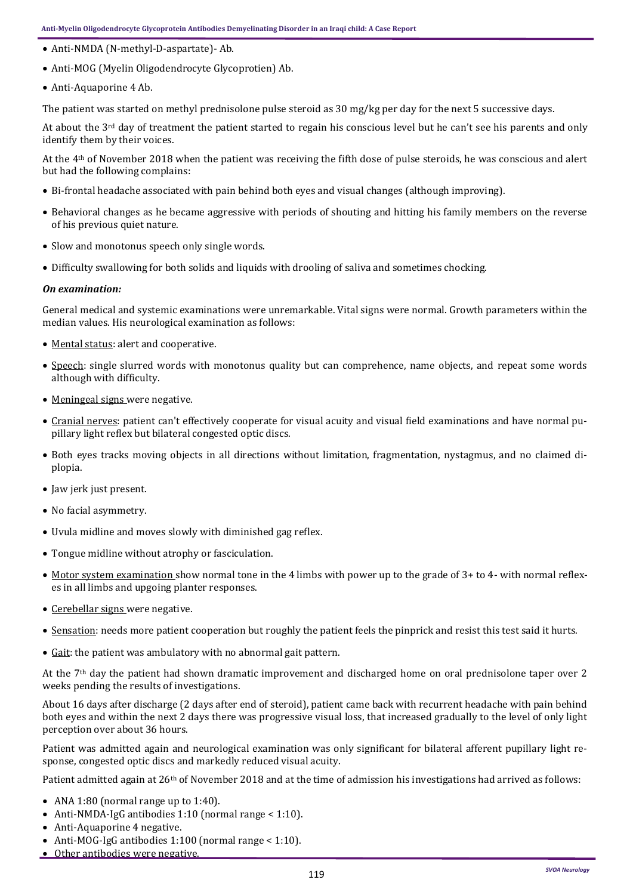- Anti-NMDA (N-methyl-D-aspartate)- Ab.
- Anti-MOG (Myelin Oligodendrocyte Glycoprotien) Ab.
- Anti-Aquaporine 4 Ab.

The patient was started on methyl prednisolone pulse steroid as 30 mg/kg per day for the next 5 successive days.

At about the 3rd day of treatment the patient started to regain his conscious level but he can't see his parents and only identify them by their voices.

At the 4th of November 2018 when the patient was receiving the fifth dose of pulse steroids, he was conscious and alert but had the following complains:

- Bi-frontal headache associated with pain behind both eyes and visual changes (although improving).
- Behavioral changes as he became aggressive with periods of shouting and hitting his family members on the reverse of his previous quiet nature.
- Slow and monotonus speech only single words.
- Difficulty swallowing for both solids and liquids with drooling of saliva and sometimes chocking.

***On examination:***

General medical and systemic examinations were unremarkable. Vital signs were normal. Growth parameters within the median values. His neurological examination as follows:

- Mental status: alert and cooperative.
- Speech: single slurred words with monotonus quality but can comprehence, name objects, and repeat some words although with difficulty.
- Meningeal signs were negative.
- Cranial nerves: patient can't effectively cooperate for visual acuity and visual field examinations and have normal pupillary light reflex but bilateral congested optic discs.
- Both eyes tracks moving objects in all directions without limitation, fragmentation, nystagmus, and no claimed diplopia.
- Jaw jerk just present.
- No facial asymmetry.
- Uvula midline and moves slowly with diminished gag reflex.
- Tongue midline without atrophy or fasciculation.
- Motor system examination show normal tone in the 4 limbs with power up to the grade of 3+ to 4- with normal reflexes in all limbs and upgoing planter responses.
- Cerebellar signs were negative.
- Sensation: needs more patient cooperation but roughly the patient feels the pinprick and resist this test said it hurts.
- Gait: the patient was ambulatory with no abnormal gait pattern.

At the 7th day the patient had shown dramatic improvement and discharged home on oral prednisolone taper over 2 weeks pending the results of investigations.

About 16 days after discharge (2 days after end of steroid), patient came back with recurrent headache with pain behind both eyes and within the next 2 days there was progressive visual loss, that increased gradually to the level of only light perception over about 36 hours.

Patient was admitted again and neurological examination was only significant for bilateral afferent pupillary light response, congested optic discs and markedly reduced visual acuity.

Patient admitted again at 26th of November 2018 and at the time of admission his investigations had arrived as follows:

- ANA 1:80 (normal range up to 1:40).
- Anti-NMDA-IgG antibodies 1:10 (normal range < 1:10).
- Anti-Aquaporine 4 negative.
- Anti-MOG-IgG antibodies 1:100 (normal range < 1:10).
- Other antibodies were negative.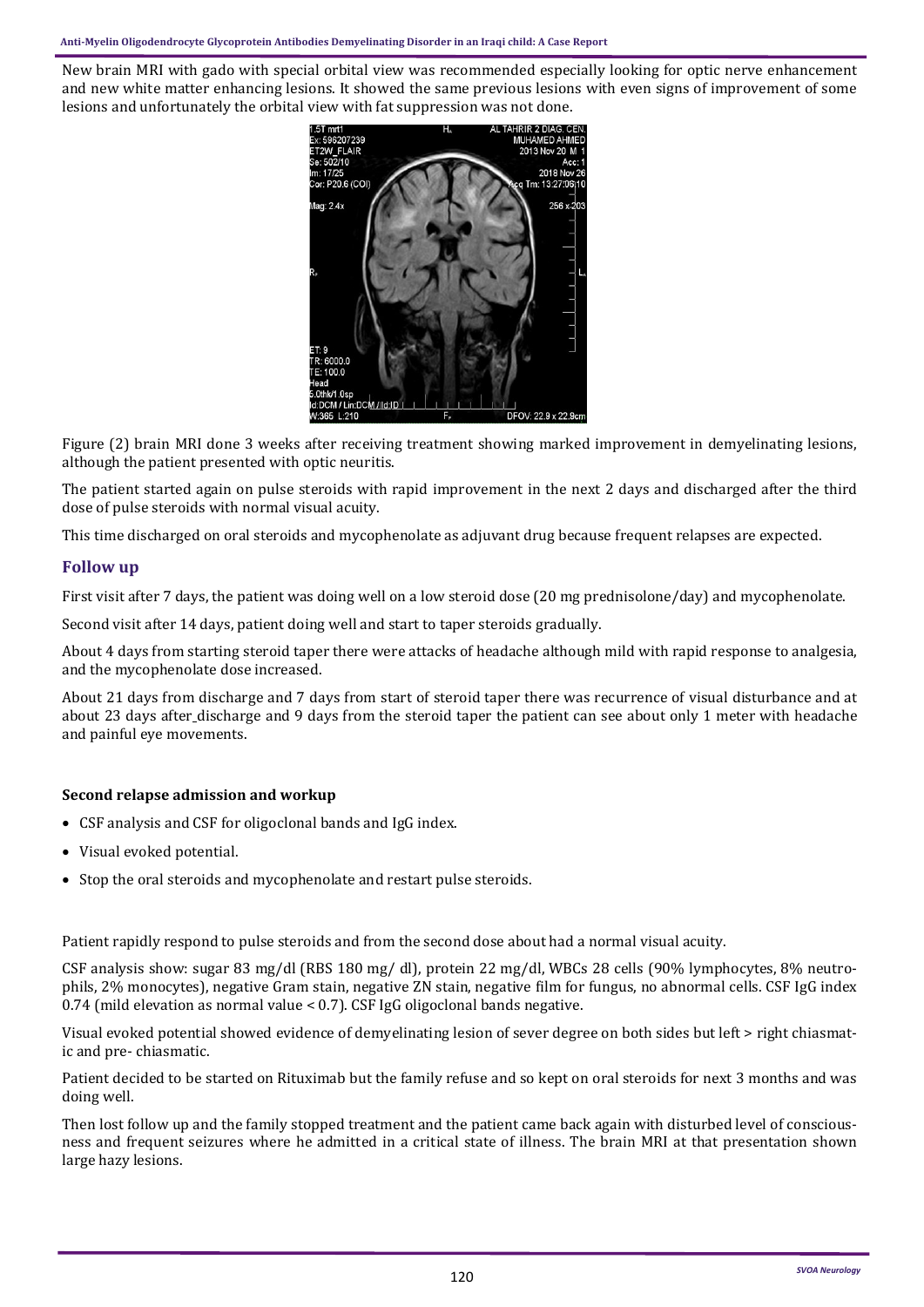New brain MRI with gado with special orbital view was recommended especially looking for optic nerve enhancement and new white matter enhancing lesions. It showed the same previous lesions with even signs of improvement of some lesions and unfortunately the orbital view with fat suppression was not done.

Figure (2) brain MRI done 3 weeks after receiving treatment showing marked improvement in demyelinating lesions, although the patient presented with optic neuritis.

The patient started again on pulse steroids with rapid improvement in the next 2 days and discharged after the third dose of pulse steroids with normal visual acuity.

This time discharged on oral steroids and mycophenolate as adjuvant drug because frequent relapses are expected.

## Follow up

First visit after 7 days, the patient was doing well on a low steroid dose (20 mg prednisolone/day) and mycophenolate.

Second visit after 14 days, patient doing well and start to taper steroids gradually.

About 4 days from starting steroid taper there were attacks of headache although mild with rapid response to analgesia, and the mycophenolate dose increased.

About 21 days from discharge and 7 days from start of steroid taper there was recurrence of visual disturbance and at about 23 days after discharge and 9 days from the steroid taper the patient can see about only 1 meter with headache and painful eye movements.

**Second relapse admission and workup**

- CSF analysis and CSF for oligoclonal bands and IgG index.
- Visual evoked potential.
- Stop the oral steroids and mycophenolate and restart pulse steroids.

Patient rapidly respond to pulse steroids and from the second dose about had a normal visual acuity.

CSF analysis show: sugar 83 mg/dl (RBS 180 mg/ dl), protein 22 mg/dl, WBCs 28 cells (90% lymphocytes, 8% neutrophils, 2% monocytes), negative Gram stain, negative ZN stain, negative film for fungus, no abnormal cells. CSF IgG index 0.74 (mild elevation as normal value < 0.7). CSF IgG oligoclonal bands negative.

Visual evoked potential showed evidence of demyelinating lesion of sever degree on both sides but left > right chiasmatic and pre- chiasmatic.

Patient decided to be started on Rituximab but the family refuse and so kept on oral steroids for next 3 months and was doing well.

Then lost follow up and the family stopped treatment and the patient came back again with disturbed level of consciousness and frequent seizures where he admitted in a critical state of illness. The brain MRI at that presentation shown large hazy lesions.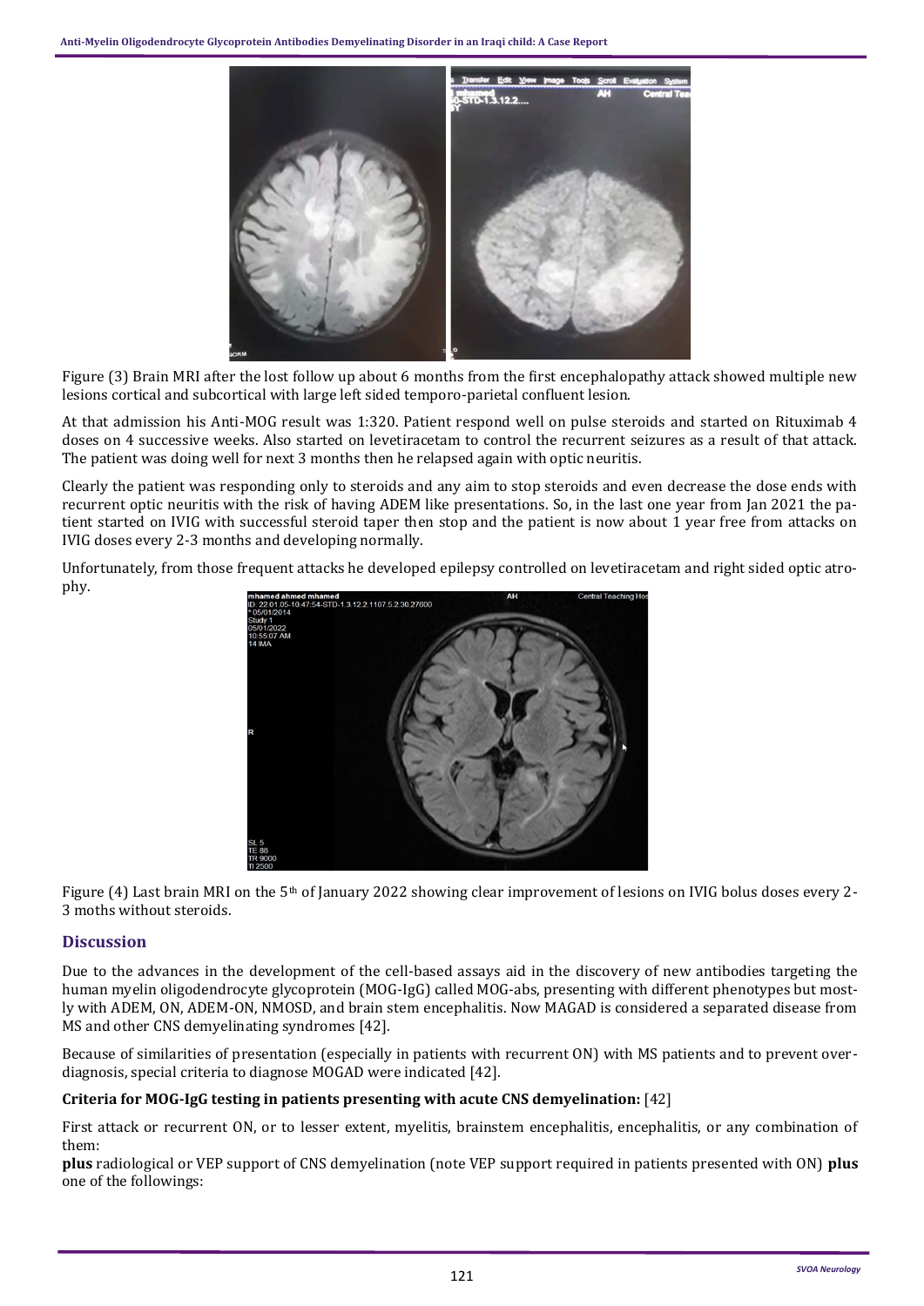Figure (3) Brain MRI after the lost follow up about 6 months from the first encephalopathy attack showed multiple new lesions cortical and subcortical with large left sided temporo-parietal confluent lesion.

At that admission his Anti-MOG result was 1:320. Patient respond well on pulse steroids and started on Rituximab 4 doses on 4 successive weeks. Also started on levetiracetam to control the recurrent seizures as a result of that attack. The patient was doing well for next 3 months then he relapsed again with optic neuritis.

Clearly the patient was responding only to steroids and any aim to stop steroids and even decrease the dose ends with recurrent optic neuritis with the risk of having ADEM like presentations. So, in the last one year from Jan 2021 the patient started on IVIG with successful steroid taper then stop and the patient is now about 1 year free from attacks on IVIG doses every 2-3 months and developing normally.

Unfortunately, from those frequent attacks he developed epilepsy controlled on levetiracetam and right sided optic atrophy.

Figure (4) Last brain MRI on the 5th of January 2022 showing clear improvement of lesions on IVIG bolus doses every 2-3 moths without steroids.

## Discussion

Due to the advances in the development of the cell-based assays aid in the discovery of new antibodies targeting the human myelin oligodendrocyte glycoprotein (MOG-IgG) called MOG-abs, presenting with different phenotypes but mostly with ADEM, ON, ADEM-ON, NMOSD, and brain stem encephalitis. Now MAGAD is considered a separated disease from MS and other CNS demyelinating syndromes [42].

Because of similarities of presentation (especially in patients with recurrent ON) with MS patients and to prevent overdiagnosis, special criteria to diagnose MOGAD were indicated [42].

**Criteria for MOG-IgG testing in patients presenting with acute CNS demyelination:** [42]

First attack or recurrent ON, or to lesser extent, myelitis, brainstem encephalitis, encephalitis, or any combination of them:

**plus** radiological or VEP support of CNS demyelination (note VEP support required in patients presented with ON) **plus** one of the followings: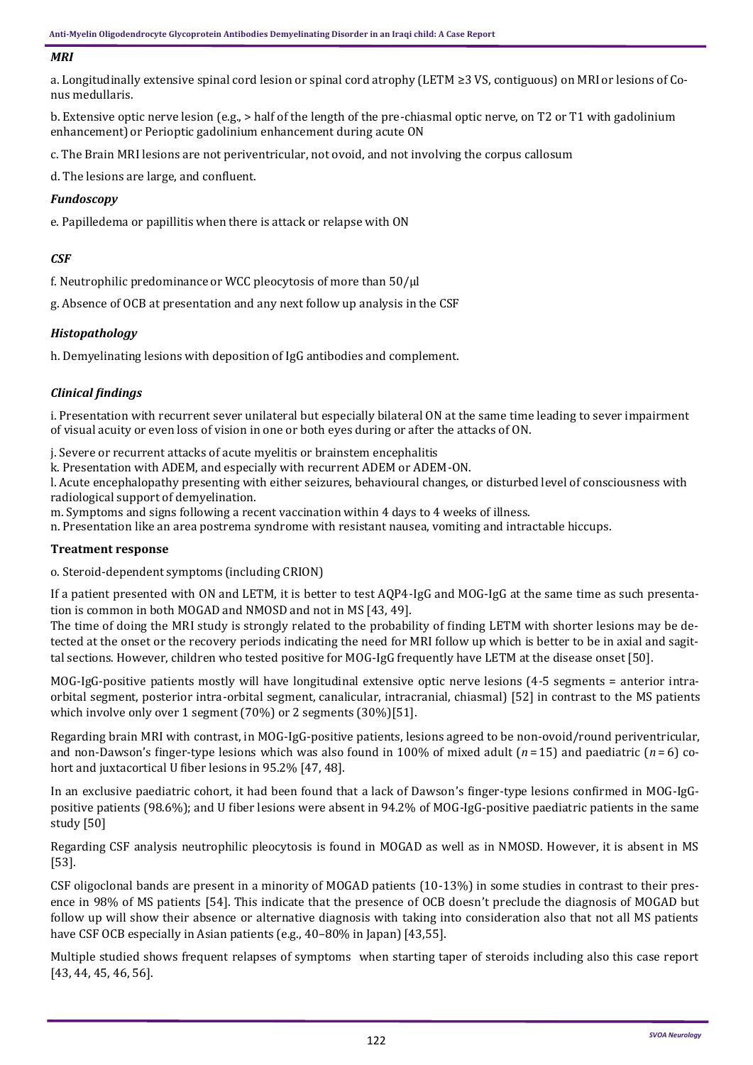### *MRI*

a. Longitudinally extensive spinal cord lesion or spinal cord atrophy (LETM ≥3 VS, contiguous) on MRI or lesions of Conus medullaris.

b. Extensive optic nerve lesion (e.g., > half of the length of the pre-chiasmal optic nerve, on T2 or T1 with gadolinium enhancement) or Perioptic gadolinium enhancement during acute ON

c. The Brain MRI lesions are not periventricular, not ovoid, and not involving the corpus callosum

d. The lesions are large, and confluent.

### *Fundoscopy*

e. Papilledema or papillitis when there is attack or relapse with ON

### *CSF*

f. Neutrophilic predominance or WCC pleocytosis of more than 50/μl

g. Absence of OCB at presentation and any next follow up analysis in the CSF

### *Histopathology*

h. Demyelinating lesions with deposition of IgG antibodies and complement.

### *Clinical findings*

i. Presentation with recurrent sever unilateral but especially bilateral ON at the same time leading to sever impairment of visual acuity or even loss of vision in one or both eyes during or after the attacks of ON.

j. Severe or recurrent attacks of acute myelitis or brainstem encephalitis

k. Presentation with ADEM, and especially with recurrent ADEM or ADEM-ON.

l. Acute encephalopathy presenting with either seizures, behavioural changes, or disturbed level of consciousness with radiological support of demyelination.

m. Symptoms and signs following a recent vaccination within 4 days to 4 weeks of illness.

n. Presentation like an area postrema syndrome with resistant nausea, vomiting and intractable hiccups.

### **Treatment response**

o. Steroid-dependent symptoms (including CRION)

If a patient presented with ON and LETM, it is better to test AQP4-IgG and MOG-IgG at the same time as such presentation is common in both MOGAD and NMOSD and not in MS [43, 49].

The time of doing the MRI study is strongly related to the probability of finding LETM with shorter lesions may be detected at the onset or the recovery periods indicating the need for MRI follow up which is better to be in axial and sagittal sections. However, children who tested positive for MOG-IgG frequently have LETM at the disease onset [50].

MOG-IgG-positive patients mostly will have longitudinal extensive optic nerve lesions (4-5 segments = anterior intra-orbital segment, posterior intra-orbital segment, canalicular, intracranial, chiasmal) [52] in contrast to the MS patients which involve only over 1 segment (70%) or 2 segments (30%)[51].

Regarding brain MRI with contrast, in MOG-IgG-positive patients, lesions agreed to be non-ovoid/round periventricular, and non-Dawson's finger-type lesions which was also found in 100% of mixed adult ($n$ = 15) and paediatric ($n$ = 6) cohort and juxtacortical U fiber lesions in 95.2% [47, 48].

In an exclusive paediatric cohort, it had been found that a lack of Dawson's finger-type lesions confirmed in MOG-IgG-positive patients (98.6%); and U fiber lesions were absent in 94.2% of MOG-IgG-positive paediatric patients in the same study [50]

Regarding CSF analysis neutrophilic pleocytosis is found in MOGAD as well as in NMOSD. However, it is absent in MS [53].

CSF oligoclonal bands are present in a minority of MOGAD patients (10-13%) in some studies in contrast to their presence in 98% of MS patients [54]. This indicate that the presence of OCB doesn't preclude the diagnosis of MOGAD but follow up will show their absence or alternative diagnosis with taking into consideration also that not all MS patients have CSF OCB especially in Asian patients (e.g., 40–80% in Japan) [43,55].

Multiple studied shows frequent relapses of symptoms when starting taper of steroids including also this case report [43, 44, 45, 46, 56].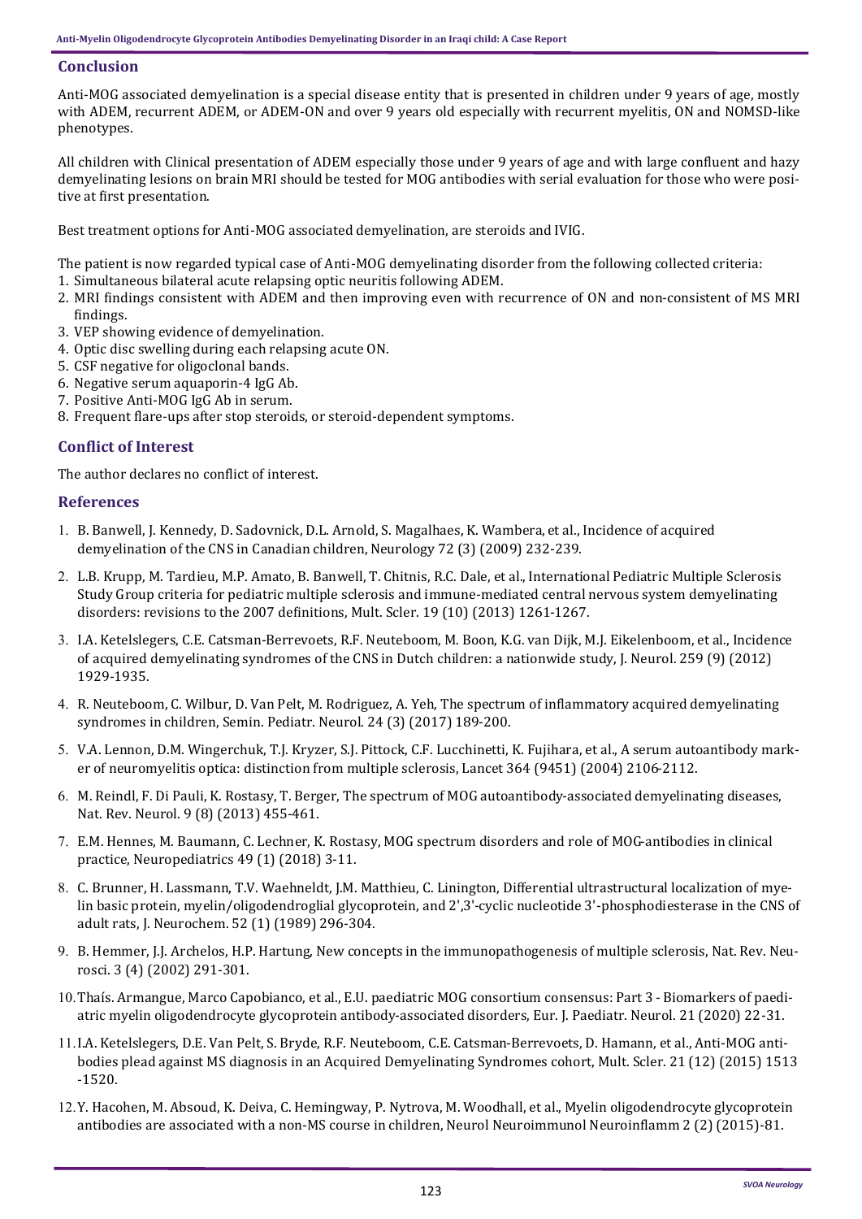## Conclusion

Anti-MOG associated demyelination is a special disease entity that is presented in children under 9 years of age, mostly with ADEM, recurrent ADEM, or ADEM-ON and over 9 years old especially with recurrent myelitis, ON and NOMSD-like phenotypes.

All children with Clinical presentation of ADEM especially those under 9 years of age and with large confluent and hazy demyelinating lesions on brain MRI should be tested for MOG antibodies with serial evaluation for those who were positive at first presentation.

Best treatment options for Anti-MOG associated demyelination, are steroids and IVIG.

The patient is now regarded typical case of Anti-MOG demyelinating disorder from the following collected criteria:

1. Simultaneous bilateral acute relapsing optic neuritis following ADEM.
2. MRI findings consistent with ADEM and then improving even with recurrence of ON and non-consistent of MS MRI findings.
3. VEP showing evidence of demyelination.
4. Optic disc swelling during each relapsing acute ON.
5. CSF negative for oligoclonal bands.
6. Negative serum aquaporin-4 IgG Ab.
7. Positive Anti-MOG IgG Ab in serum.
8. Frequent flare-ups after stop steroids, or steroid-dependent symptoms.

## Conflict of Interest

The author declares no conflict of interest.

## References

1. B. Banwell, J. Kennedy, D. Sadovnick, D.L. Arnold, S. Magalhaes, K. Wambera, et al., Incidence of acquired demyelination of the CNS in Canadian children, Neurology 72 (3) (2009) 232-239.
2. L.B. Krupp, M. Tardieu, M.P. Amato, B. Banwell, T. Chitnis, R.C. Dale, et al., International Pediatric Multiple Sclerosis Study Group criteria for pediatric multiple sclerosis and immune-mediated central nervous system demyelinating disorders: revisions to the 2007 definitions, Mult. Scler. 19 (10) (2013) 1261-1267.
3. I.A. Ketelslegers, C.E. Catsman-Berrevoets, R.F. Neuteboom, M. Boon, K.G. van Dijk, M.J. Eikelenboom, et al., Incidence of acquired demyelinating syndromes of the CNS in Dutch children: a nationwide study, J. Neurol. 259 (9) (2012) 1929-1935.
4. R. Neuteboom, C. Wilbur, D. Van Pelt, M. Rodriguez, A. Yeh, The spectrum of inflammatory acquired demyelinating syndromes in children, Semin. Pediatr. Neurol. 24 (3) (2017) 189-200.
5. V.A. Lennon, D.M. Wingerchuk, T.J. Kryzer, S.J. Pittock, C.F. Lucchinetti, K. Fujihara, et al., A serum autoantibody marker of neuromyelitis optica: distinction from multiple sclerosis, Lancet 364 (9451) (2004) 2106-2112.
6. M. Reindl, F. Di Pauli, K. Rostasy, T. Berger, The spectrum of MOG autoantibody-associated demyelinating diseases, Nat. Rev. Neurol. 9 (8) (2013) 455-461.
7. E.M. Hennes, M. Baumann, C. Lechner, K. Rostasy, MOG spectrum disorders and role of MOG-antibodies in clinical practice, Neuropediatrics 49 (1) (2018) 3-11.
8. C. Brunner, H. Lassmann, T.V. Waehneldt, J.M. Matthieu, C. Linington, Differential ultrastructural localization of myelin basic protein, myelin/oligodendroglial glycoprotein, and 2',3'-cyclic nucleotide 3'-phosphodiesterase in the CNS of adult rats, J. Neurochem. 52 (1) (1989) 296-304.
9. B. Hemmer, J.J. Archelos, H.P. Hartung, New concepts in the immunopathogenesis of multiple sclerosis, Nat. Rev. Neurosci. 3 (4) (2002) 291-301.
10. Thaís. Armangue, Marco Capobianco, et al., E.U. paediatric MOG consortium consensus: Part 3 - Biomarkers of paediatric myelin oligodendrocyte glycoprotein antibody-associated disorders, Eur. J. Paediatr. Neurol. 21 (2020) 22-31.
11. I.A. Ketelslegers, D.E. Van Pelt, S. Bryde, R.F. Neuteboom, C.E. Catsman-Berrevoets, D. Hamann, et al., Anti-MOG antibodies plead against MS diagnosis in an Acquired Demyelinating Syndromes cohort, Mult. Scler. 21 (12) (2015) 1513-1520.
12. Y. Hacohen, M. Absoud, K. Deiva, C. Hemingway, P. Nytrova, M. Woodhall, et al., Myelin oligodendrocyte glycoprotein antibodies are associated with a non-MS course in children, Neurol Neuroimmunol Neuroinflamm 2 (2) (2015)-81.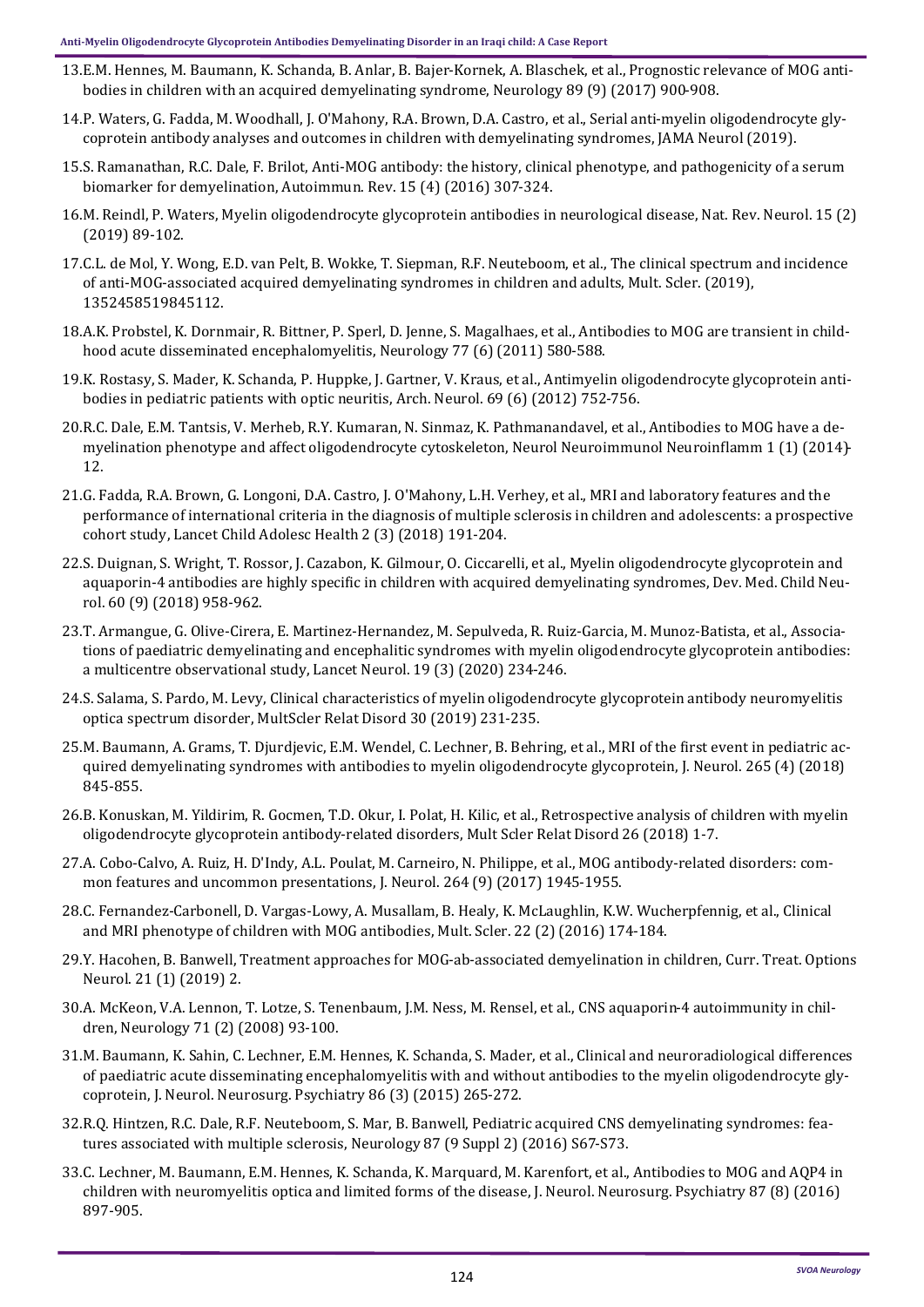13. E.M. Hennes, M. Baumann, K. Schanda, B. Anlar, B. Bajer-Kornek, A. Blaschek, et al., Prognostic relevance of MOG antibodies in children with an acquired demyelinating syndrome, Neurology 89 (9) (2017) 900-908.

14. P. Waters, G. Fadda, M. Woodhall, J. O'Mahony, R.A. Brown, D.A. Castro, et al., Serial anti-myelin oligodendrocyte glycoprotein antibody analyses and outcomes in children with demyelinating syndromes, JAMA Neurol (2019).

15. S. Ramanathan, R.C. Dale, F. Brilot, Anti-MOG antibody: the history, clinical phenotype, and pathogenicity of a serum biomarker for demyelination, Autoimmun. Rev. 15 (4) (2016) 307-324.

16. M. Reindl, P. Waters, Myelin oligodendrocyte glycoprotein antibodies in neurological disease, Nat. Rev. Neurol. 15 (2) (2019) 89-102.

17. C.L. de Mol, Y. Wong, E.D. van Pelt, B. Wokke, T. Siepman, R.F. Neuteboom, et al., The clinical spectrum and incidence of anti-MOG-associated acquired demyelinating syndromes in children and adults, Mult. Scler. (2019), 1352458519845112.

18. A.K. Probstel, K. Dornmair, R. Bittner, P. Sperl, D. Jenne, S. Magalhaes, et al., Antibodies to MOG are transient in childhood acute disseminated encephalomyelitis, Neurology 77 (6) (2011) 580-588.

19. K. Rostasy, S. Mader, K. Schanda, P. Huppke, J. Gartner, V. Kraus, et al., Antimyelin oligodendrocyte glycoprotein antibodies in pediatric patients with optic neuritis, Arch. Neurol. 69 (6) (2012) 752-756.

20. R.C. Dale, E.M. Tantsis, V. Merheb, R.Y. Kumaran, N. Sinmaz, K. Pathmanandavel, et al., Antibodies to MOG have a demyelination phenotype and affect oligodendrocyte cytoskeleton, Neurol Neuroimmunol Neuroinflamm 1 (1) (2014)-12.

21. G. Fadda, R.A. Brown, G. Longoni, D.A. Castro, J. O'Mahony, L.H. Verhey, et al., MRI and laboratory features and the performance of international criteria in the diagnosis of multiple sclerosis in children and adolescents: a prospective cohort study, Lancet Child Adolesc Health 2 (3) (2018) 191-204.

22. S. Duignan, S. Wright, T. Rossor, J. Cazabon, K. Gilmour, O. Ciccarelli, et al., Myelin oligodendrocyte glycoprotein and aquaporin-4 antibodies are highly specific in children with acquired demyelinating syndromes, Dev. Med. Child Neurol. 60 (9) (2018) 958-962.

23. T. Armangue, G. Olive-Cirera, E. Martinez-Hernandez, M. Sepulveda, R. Ruiz-Garcia, M. Munoz-Batista, et al., Associations of paediatric demyelinating and encephalitic syndromes with myelin oligodendrocyte glycoprotein antibodies: a multicentre observational study, Lancet Neurol. 19 (3) (2020) 234-246.

24. S. Salama, S. Pardo, M. Levy, Clinical characteristics of myelin oligodendrocyte glycoprotein antibody neuromyelitis optica spectrum disorder, MultScler Relat Disord 30 (2019) 231-235.

25. M. Baumann, A. Grams, T. Djurdjevic, E.M. Wendel, C. Lechner, B. Behring, et al., MRI of the first event in pediatric acquired demyelinating syndromes with antibodies to myelin oligodendrocyte glycoprotein, J. Neurol. 265 (4) (2018) 845-855.

26. B. Konuskan, M. Yildirim, R. Gocmen, T.D. Okur, I. Polat, H. Kilic, et al., Retrospective analysis of children with myelin oligodendrocyte glycoprotein antibody-related disorders, Mult Scler Relat Disord 26 (2018) 1-7.

27. A. Cobo-Calvo, A. Ruiz, H. D'Indy, A.L. Poulat, M. Carneiro, N. Philippe, et al., MOG antibody-related disorders: common features and uncommon presentations, J. Neurol. 264 (9) (2017) 1945-1955.

28. C. Fernandez-Carbonell, D. Vargas-Lowy, A. Musallam, B. Healy, K. McLaughlin, K.W. Wucherpfennig, et al., Clinical and MRI phenotype of children with MOG antibodies, Mult. Scler. 22 (2) (2016) 174-184.

29. Y. Hacohen, B. Banwell, Treatment approaches for MOG-ab-associated demyelination in children, Curr. Treat. Options Neurol. 21 (1) (2019) 2.

30. A. McKeon, V.A. Lennon, T. Lotze, S. Tenenbaum, J.M. Ness, M. Rensel, et al., CNS aquaporin-4 autoimmunity in children, Neurology 71 (2) (2008) 93-100.

31. M. Baumann, K. Sahin, C. Lechner, E.M. Hennes, K. Schanda, S. Mader, et al., Clinical and neuroradiological differences of paediatric acute disseminating encephalomyelitis with and without antibodies to the myelin oligodendrocyte glycoprotein, J. Neurol. Neurosurg. Psychiatry 86 (3) (2015) 265-272.

32. R.Q. Hintzen, R.C. Dale, R.F. Neuteboom, S. Mar, B. Banwell, Pediatric acquired CNS demyelinating syndromes: features associated with multiple sclerosis, Neurology 87 (9 Suppl 2) (2016) S67-S73.

33. C. Lechner, M. Baumann, E.M. Hennes, K. Schanda, K. Marquard, M. Karenfort, et al., Antibodies to MOG and AQP4 in children with neuromyelitis optica and limited forms of the disease, J. Neurol. Neurosurg. Psychiatry 87 (8) (2016) 897-905.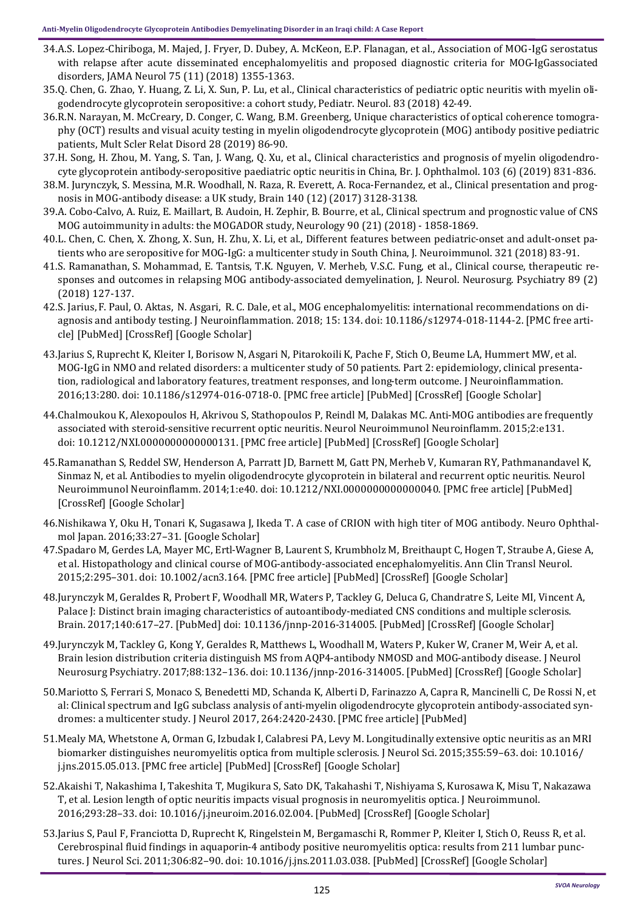34. A.S. Lopez-Chiriboga, M. Majed, J. Fryer, D. Dubey, A. McKeon, E.P. Flanagan, et al., Association of MOG-IgG serostatus with relapse after acute disseminated encephalomyelitis and proposed diagnostic criteria for MOG-IgGassociated disorders, JAMA Neurol 75 (11) (2018) 1355-1363.
35. Q. Chen, G. Zhao, Y. Huang, Z. Li, X. Sun, P. Lu, et al., Clinical characteristics of pediatric optic neuritis with myelin oligodendrocyte glycoprotein seropositive: a cohort study, Pediatr. Neurol. 83 (2018) 42-49.
36. R.N. Narayan, M. McCreary, D. Conger, C. Wang, B.M. Greenberg, Unique characteristics of optical coherence tomography (OCT) results and visual acuity testing in myelin oligodendrocyte glycoprotein (MOG) antibody positive pediatric patients, Mult Scler Relat Disord 28 (2019) 86-90.
37. H. Song, H. Zhou, M. Yang, S. Tan, J. Wang, Q. Xu, et al., Clinical characteristics and prognosis of myelin oligodendrocyte glycoprotein antibody-seropositive paediatric optic neuritis in China, Br. J. Ophthalmol. 103 (6) (2019) 831-836.
38. M. Jurynczyk, S. Messina, M.R. Woodhall, N. Raza, R. Everett, A. Roca-Fernandez, et al., Clinical presentation and prognosis in MOG-antibody disease: a UK study, Brain 140 (12) (2017) 3128-3138.
39. A. Cobo-Calvo, A. Ruiz, E. Maillart, B. Audoin, H. Zephir, B. Bourre, et al., Clinical spectrum and prognostic value of CNS MOG autoimmunity in adults: the MOGADOR study, Neurology 90 (21) (2018) - 1858-1869.
40. L. Chen, C. Chen, X. Zhong, X. Sun, H. Zhu, X. Li, et al., Different features between pediatric-onset and adult-onset patients who are seropositive for MOG-IgG: a multicenter study in South China, J. Neuroimmunol. 321 (2018) 83-91.
41. S. Ramanathan, S. Mohammad, E. Tantsis, T.K. Nguyen, V. Merheb, V.S.C. Fung, et al., Clinical course, therapeutic responses and outcomes in relapsing MOG antibody-associated demyelination, J. Neurol. Neurosurg. Psychiatry 89 (2) (2018) 127-137.
42. S. Jarius, F. Paul, O. Aktas, N. Asgari, R. C. Dale, et al., MOG encephalomyelitis: international recommendations on diagnosis and antibody testing. J Neuroinflammation. 2018; 15: 134. doi: 10.1186/s12974-018-1144-2. [PMC free article] [PubMed] [CrossRef] [Google Scholar]
43. Jarius S, Ruprecht K, Kleiter I, Borisow N, Asgari N, Pitarokoili K, Pache F, Stich O, Beume LA, Hummert MW, et al. MOG-IgG in NMO and related disorders: a multicenter study of 50 patients. Part 2: epidemiology, clinical presentation, radiological and laboratory features, treatment responses, and long-term outcome. J Neuroinflammation. 2016;13:280. doi: 10.1186/s12974-016-0718-0. [PMC free article] [PubMed] [CrossRef] [Google Scholar]
44. Chalmoukou K, Alexopoulos H, Akrivou S, Stathopoulos P, Reindl M, Dalakas MC. Anti-MOG antibodies are frequently associated with steroid-sensitive recurrent optic neuritis. Neurol Neuroimmunol Neuroinflamm. 2015;2:e131. doi: 10.1212/NXI.0000000000000131. [PMC free article] [PubMed] [CrossRef] [Google Scholar]
45. Ramanathan S, Reddel SW, Henderson A, Parratt JD, Barnett M, Gatt PN, Merheb V, Kumaran RY, Pathmanandavel K, Sinmaz N, et al. Antibodies to myelin oligodendrocyte glycoprotein in bilateral and recurrent optic neuritis. Neurol Neuroimmunol Neuroinflamm. 2014;1:e40. doi: 10.1212/NXI.0000000000000040. [PMC free article] [PubMed] [CrossRef] [Google Scholar]
46. Nishikawa Y, Oku H, Tonari K, Sugasawa J, Ikeda T. A case of CRION with high titer of MOG antibody. Neuro Ophthalmol Japan. 2016;33:27–31. [Google Scholar]
47. Spadaro M, Gerdes LA, Mayer MC, Ertl-Wagner B, Laurent S, Krumbholz M, Breithaupt C, Hogen T, Straube A, Giese A, et al. Histopathology and clinical course of MOG-antibody-associated encephalomyelitis. Ann Clin Transl Neurol. 2015;2:295–301. doi: 10.1002/acn3.164. [PMC free article] [PubMed] [CrossRef] [Google Scholar]
48. Jurynczyk M, Geraldes R, Probert F, Woodhall MR, Waters P, Tackley G, Deluca G, Chandratre S, Leite MI, Vincent A, Palace J: Distinct brain imaging characteristics of autoantibody-mediated CNS conditions and multiple sclerosis. Brain. 2017;140:617–27. [PubMed] doi: 10.1136/jnnp-2016-314005. [PubMed] [CrossRef] [Google Scholar]
49. Jurynczyk M, Tackley G, Kong Y, Geraldes R, Matthews L, Woodhall M, Waters P, Kuker W, Craner M, Weir A, et al. Brain lesion distribution criteria distinguish MS from AQP4-antibody NMOSD and MOG-antibody disease. J Neurol Neurosurg Psychiatry. 2017;88:132–136. doi: 10.1136/jnnp-2016-314005. [PubMed] [CrossRef] [Google Scholar]
50. Mariotto S, Ferrari S, Monaco S, Benedetti MD, Schanda K, Alberti D, Farinazzo A, Capra R, Mancinelli C, De Rossi N, et al: Clinical spectrum and IgG subclass analysis of anti-myelin oligodendrocyte glycoprotein antibody-associated syndromes: a multicenter study. J Neurol 2017, 264:2420-2430. [PMC free article] [PubMed]
51. Mealy MA, Whetstone A, Orman G, Izbudak I, Calabresi PA, Levy M. Longitudinally extensive optic neuritis as an MRI biomarker distinguishes neuromyelitis optica from multiple sclerosis. J Neurol Sci. 2015;355:59–63. doi: 10.1016/j.jns.2015.05.013. [PMC free article] [PubMed] [CrossRef] [Google Scholar]
52. Akaishi T, Nakashima I, Takeshita T, Mugikura S, Sato DK, Takahashi T, Nishiyama S, Kurosawa K, Misu T, Nakazawa T, et al. Lesion length of optic neuritis impacts visual prognosis in neuromyelitis optica. J Neuroimmunol. 2016;293:28–33. doi: 10.1016/j.jneuroim.2016.02.004. [PubMed] [CrossRef] [Google Scholar]
53. Jarius S, Paul F, Franciotta D, Ruprecht K, Ringelstein M, Bergamaschi R, Rommer P, Kleiter I, Stich O, Reuss R, et al. Cerebrospinal fluid findings in aquaporin-4 antibody positive neuromyelitis optica: results from 211 lumbar punctures. J Neurol Sci. 2011;306:82–90. doi: 10.1016/j.jns.2011.03.038. [PubMed] [CrossRef] [Google Scholar]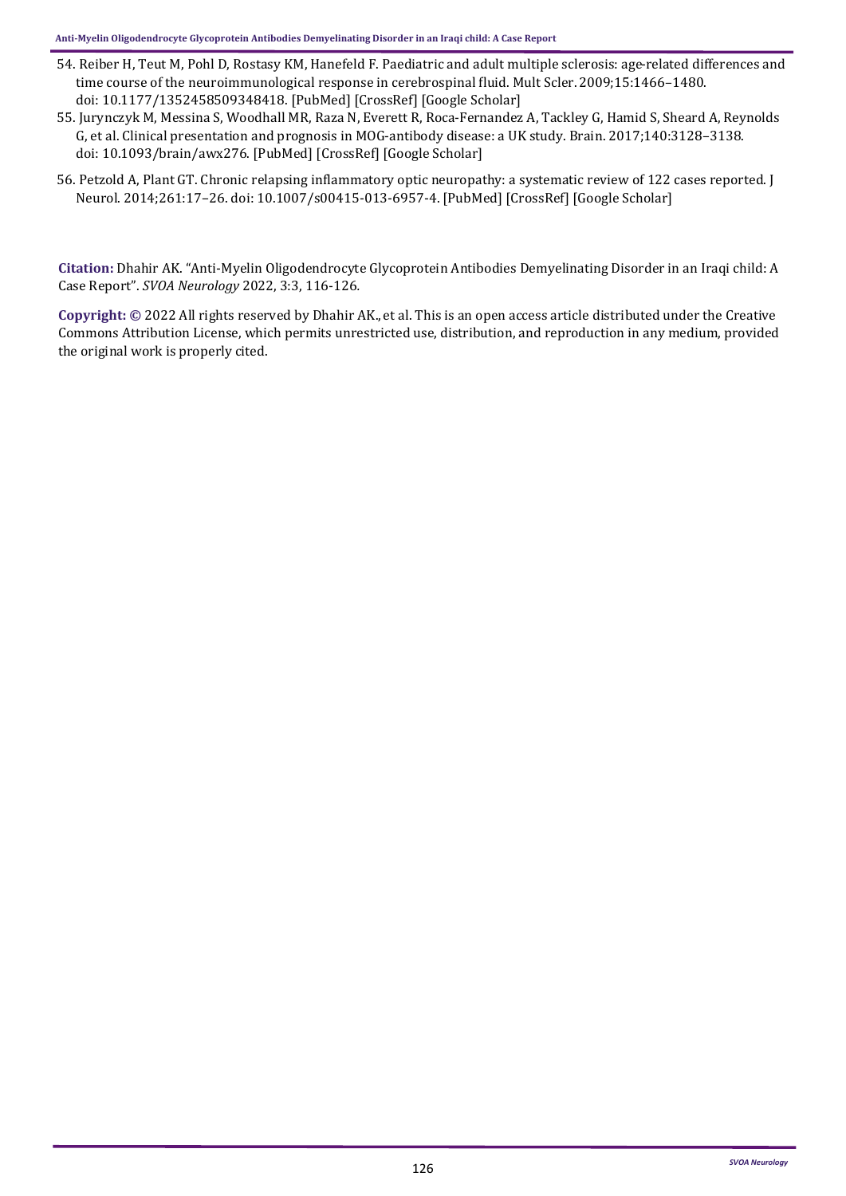54. Reiber H, Teut M, Pohl D, Rostasy KM, Hanefeld F. Paediatric and adult multiple sclerosis: age-related differences and time course of the neuroimmunological response in cerebrospinal fluid. Mult Scler. 2009;15:1466–1480. doi: 10.1177/1352458509348418. [PubMed] [CrossRef] [Google Scholar]
55. Jurynczyk M, Messina S, Woodhall MR, Raza N, Everett R, Roca-Fernandez A, Tackley G, Hamid S, Sheard A, Reynolds G, et al. Clinical presentation and prognosis in MOG-antibody disease: a UK study. Brain. 2017;140:3128–3138. doi: 10.1093/brain/awx276. [PubMed] [CrossRef] [Google Scholar]
56. Petzold A, Plant GT. Chronic relapsing inflammatory optic neuropathy: a systematic review of 122 cases reported. J Neurol. 2014;261:17–26. doi: 10.1007/s00415-013-6957-4. [PubMed] [CrossRef] [Google Scholar]

**Citation:** Dhahir AK. "Anti-Myelin Oligodendrocyte Glycoprotein Antibodies Demyelinating Disorder in an Iraqi child: A Case Report". *SVOA Neurology* 2022, 3:3, 116-126.

**Copyright:** © 2022 All rights reserved by Dhahir AK., et al. This is an open access article distributed under the Creative Commons Attribution License, which permits unrestricted use, distribution, and reproduction in any medium, provided the original work is properly cited.